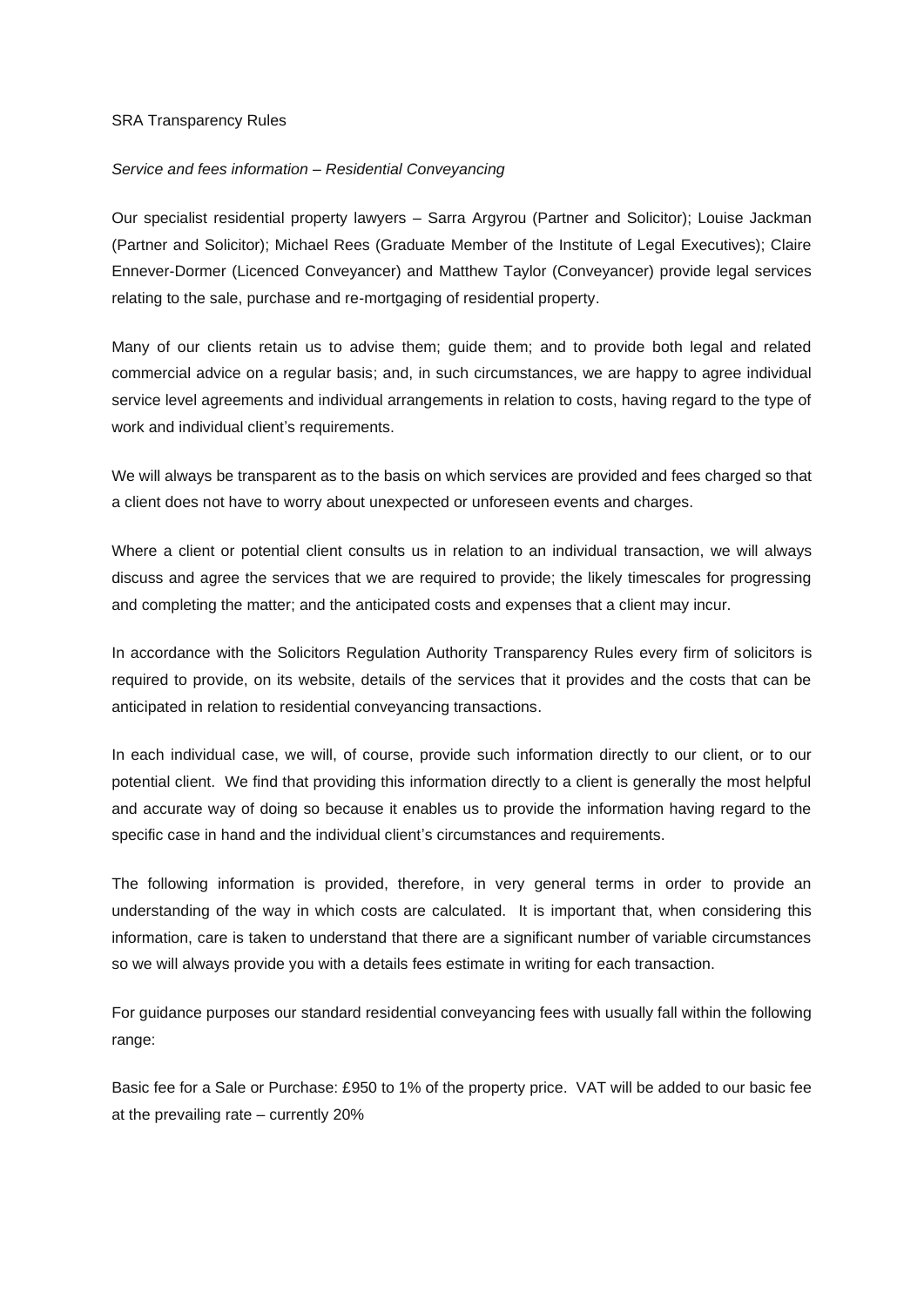SRA Transparency Rules

*Service and fees information – Residential Conveyancing*

Our specialist residential property lawyers – Sarra Argyrou (Partner and Solicitor); Louise Jackman (Partner and Solicitor); Michael Rees (Graduate Member of the Institute of Legal Executives); Claire Ennever-Dormer (Licenced Conveyancer) and Matthew Taylor (Conveyancer) provide legal services relating to the sale, purchase and re-mortgaging of residential property.

Many of our clients retain us to advise them; guide them; and to provide both legal and related commercial advice on a regular basis; and, in such circumstances, we are happy to agree individual service level agreements and individual arrangements in relation to costs, having regard to the type of work and individual client's requirements.

We will always be transparent as to the basis on which services are provided and fees charged so that a client does not have to worry about unexpected or unforeseen events and charges.

Where a client or potential client consults us in relation to an individual transaction, we will always discuss and agree the services that we are required to provide; the likely timescales for progressing and completing the matter; and the anticipated costs and expenses that a client may incur.

In accordance with the Solicitors Regulation Authority Transparency Rules every firm of solicitors is required to provide, on its website, details of the services that it provides and the costs that can be anticipated in relation to residential conveyancing transactions.

In each individual case, we will, of course, provide such information directly to our client, or to our potential client. We find that providing this information directly to a client is generally the most helpful and accurate way of doing so because it enables us to provide the information having regard to the specific case in hand and the individual client's circumstances and requirements.

The following information is provided, therefore, in very general terms in order to provide an understanding of the way in which costs are calculated. It is important that, when considering this information, care is taken to understand that there are a significant number of variable circumstances so we will always provide you with a details fees estimate in writing for each transaction.

For guidance purposes our standard residential conveyancing fees with usually fall within the following range:

Basic fee for a Sale or Purchase: £950 to 1% of the property price. VAT will be added to our basic fee at the prevailing rate – currently 20%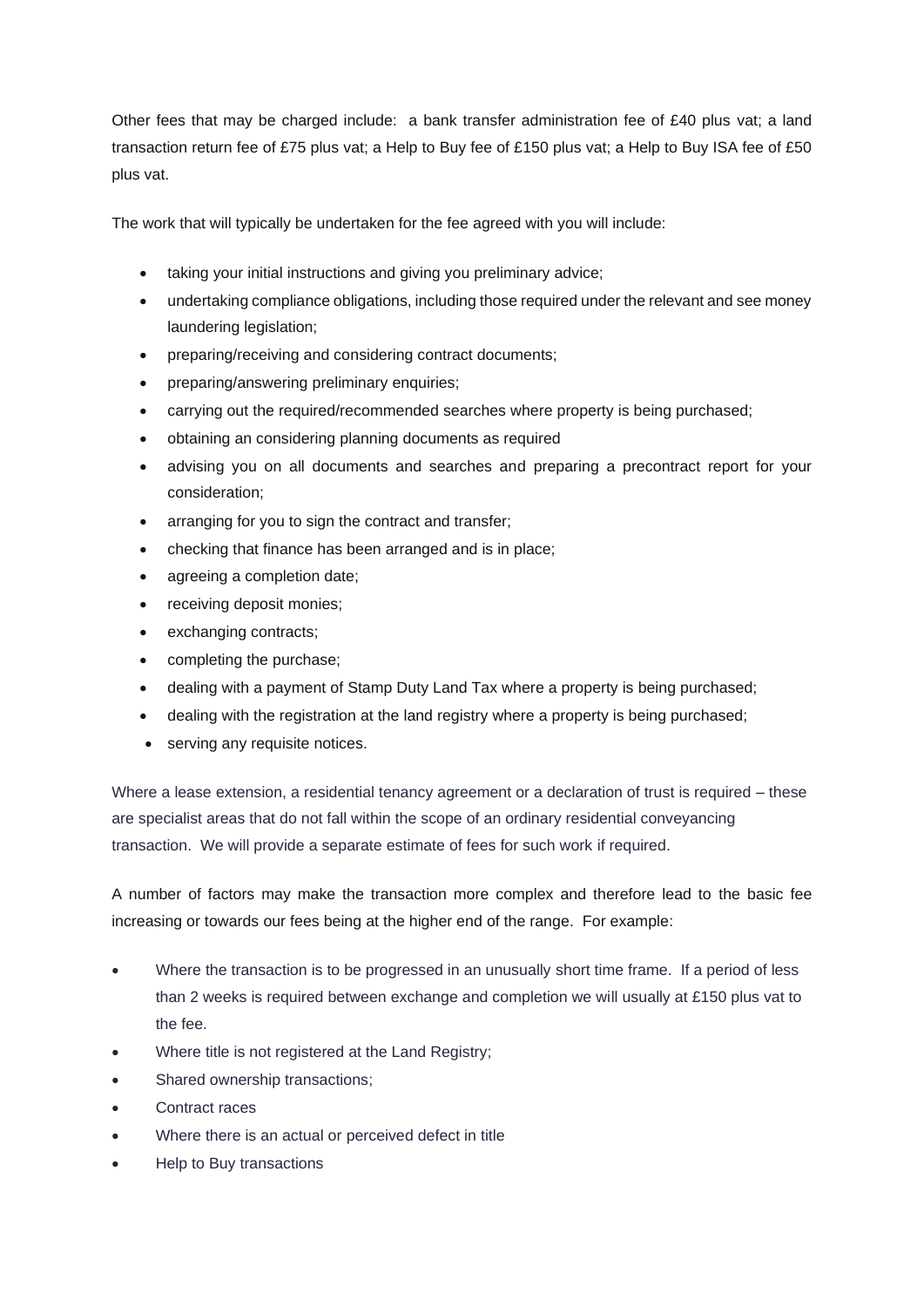Other fees that may be charged include: a bank transfer administration fee of £40 plus vat; a land transaction return fee of £75 plus vat; a Help to Buy fee of £150 plus vat; a Help to Buy ISA fee of £50 plus vat.

The work that will typically be undertaken for the fee agreed with you will include:

- taking your initial instructions and giving you preliminary advice;
- undertaking compliance obligations, including those required under the relevant and see money laundering legislation;
- preparing/receiving and considering contract documents;
- preparing/answering preliminary enquiries;
- carrying out the required/recommended searches where property is being purchased;
- obtaining an considering planning documents as required
- advising you on all documents and searches and preparing a precontract report for your consideration;
- arranging for you to sign the contract and transfer;
- checking that finance has been arranged and is in place;
- agreeing a completion date;
- receiving deposit monies;
- exchanging contracts;
- completing the purchase;
- dealing with a payment of Stamp Duty Land Tax where a property is being purchased;
- dealing with the registration at the land registry where a property is being purchased;
- serving any requisite notices.

Where a lease extension, a residential tenancy agreement or a declaration of trust is required – these are specialist areas that do not fall within the scope of an ordinary residential conveyancing transaction. We will provide a separate estimate of fees for such work if required.

A number of factors may make the transaction more complex and therefore lead to the basic fee increasing or towards our fees being at the higher end of the range. For example:

- Where the transaction is to be progressed in an unusually short time frame. If a period of less than 2 weeks is required between exchange and completion we will usually at £150 plus vat to the fee.
- Where title is not registered at the Land Registry;
- Shared ownership transactions;
- Contract races
- Where there is an actual or perceived defect in title
- Help to Buy transactions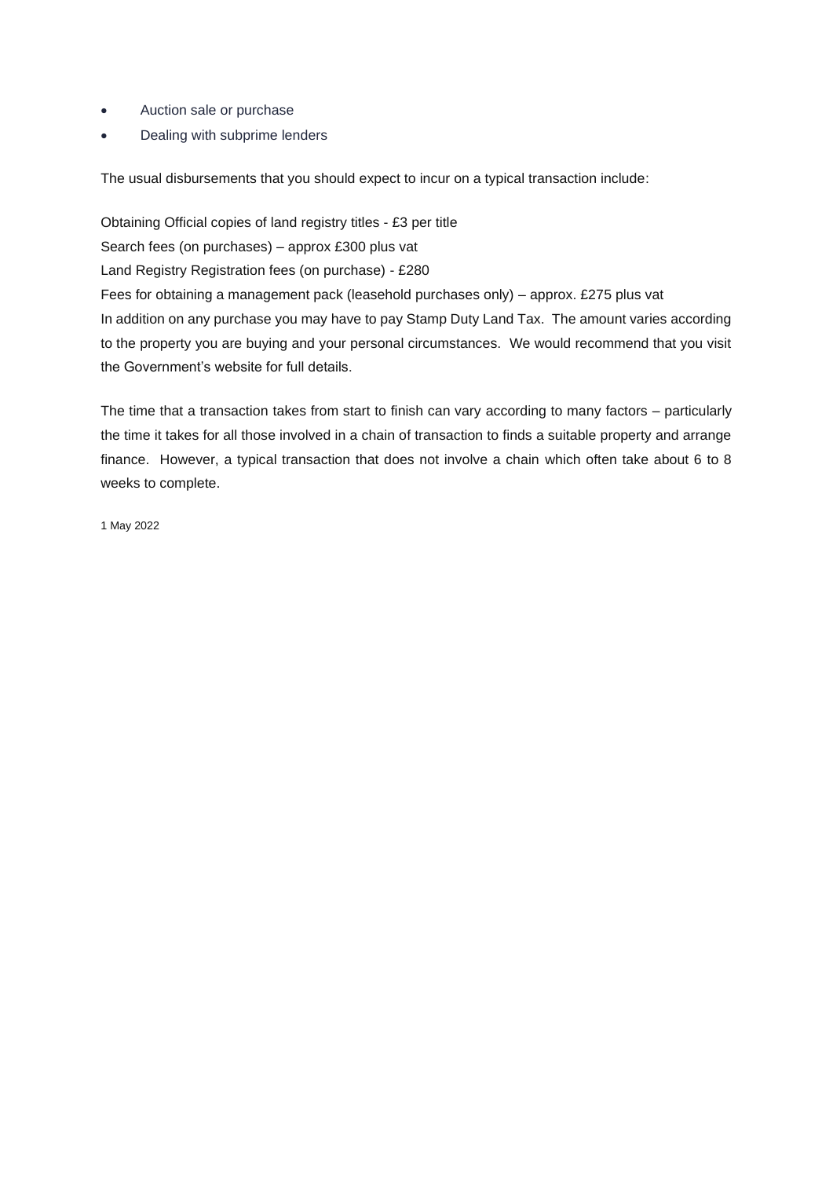- Auction sale or purchase
- Dealing with subprime lenders

The usual disbursements that you should expect to incur on a typical transaction include:

Obtaining Official copies of land registry titles - £3 per title
Search fees (on purchases) – approx £300 plus vat
Land Registry Registration fees (on purchase) - £280
Fees for obtaining a management pack (leasehold purchases only) – approx. £275 plus vat
In addition on any purchase you may have to pay Stamp Duty Land Tax. The amount varies according to the property you are buying and your personal circumstances. We would recommend that you visit the Government's website for full details.

The time that a transaction takes from start to finish can vary according to many factors – particularly the time it takes for all those involved in a chain of transaction to finds a suitable property and arrange finance. However, a typical transaction that does not involve a chain which often take about 6 to 8 weeks to complete.

1 May 2022